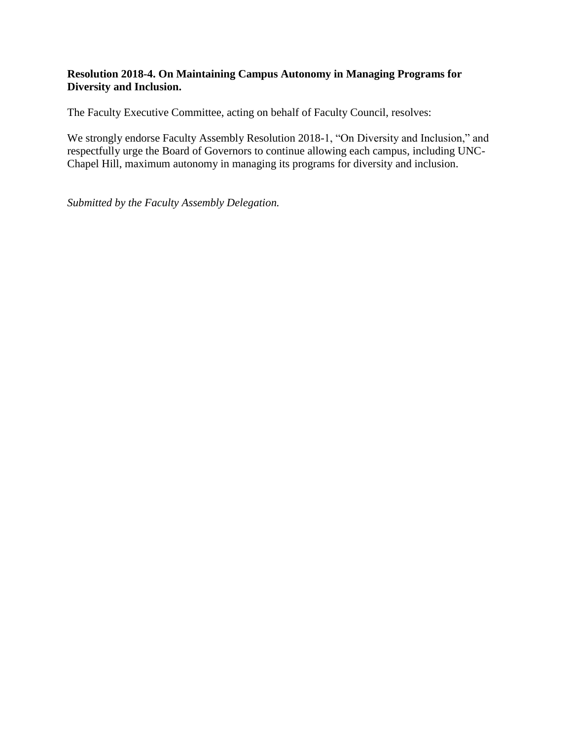**Resolution 2018-4. On Maintaining Campus Autonomy in Managing Programs for Diversity and Inclusion.**

The Faculty Executive Committee, acting on behalf of Faculty Council, resolves:

We strongly endorse Faculty Assembly Resolution 2018-1, "On Diversity and Inclusion," and respectfully urge the Board of Governors to continue allowing each campus, including UNC-Chapel Hill, maximum autonomy in managing its programs for diversity and inclusion.

*Submitted by the Faculty Assembly Delegation.*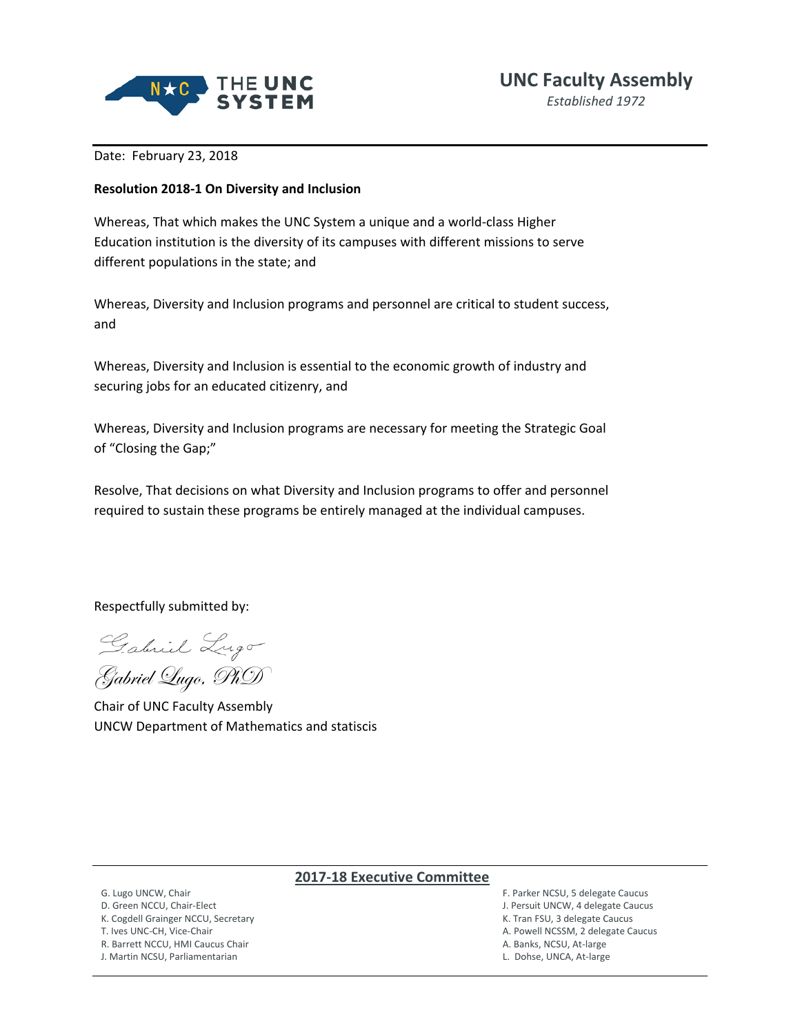THE UNC SYSTEM

## UNC Faculty Assembly

*Established 1972*

Date: February 23, 2018

**Resolution 2018-1 On Diversity and Inclusion**

Whereas, That which makes the UNC System a unique and a world-class Higher Education institution is the diversity of its campuses with different missions to serve different populations in the state; and

Whereas, Diversity and Inclusion programs and personnel are critical to student success, and

Whereas, Diversity and Inclusion is essential to the economic growth of industry and securing jobs for an educated citizenry, and

Whereas, Diversity and Inclusion programs are necessary for meeting the Strategic Goal of "Closing the Gap;"

Resolve, That decisions on what Diversity and Inclusion programs to offer and personnel required to sustain these programs be entirely managed at the individual campuses.

Respectfully submitted by:

Gabriel Lugo

*Gabriel Lugo, PhD*

Chair of UNC Faculty Assembly
UNCW Department of Mathematics and statiscis

**2017-18 Executive Committee**

G. Lugo UNCW, Chair
D. Green NCCU, Chair-Elect
K. Cogdell Grainger NCCU, Secretary
T. Ives UNC-CH, Vice-Chair
R. Barrett NCCU, HMI Caucus Chair
J. Martin NCSU, Parliamentarian
F. Parker NCSU, 5 delegate Caucus
J. Persuit UNCW, 4 delegate Caucus
K. Tran FSU, 3 delegate Caucus
A. Powell NCSSM, 2 delegate Caucus
A. Banks, NCSU, At-large
L. Dohse, UNCA, At-large